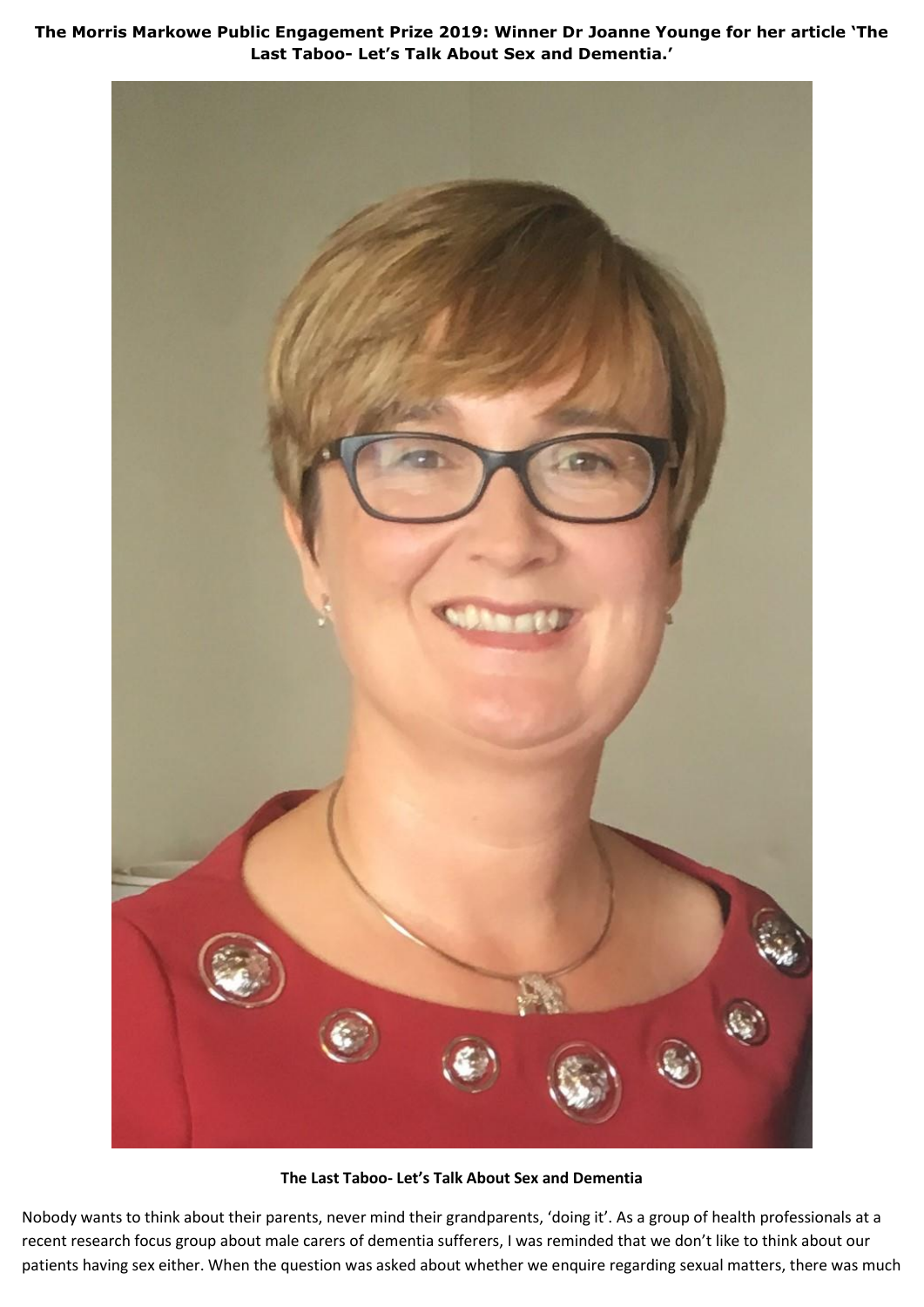**The Morris Markowe Public Engagement Prize 2019: Winner Dr Joanne Younge for her article 'The Last Taboo- Let's Talk About Sex and Dementia.'**

## The Last Taboo- Let's Talk About Sex and Dementia

Nobody wants to think about their parents, never mind their grandparents, 'doing it'. As a group of health professionals at a recent research focus group about male carers of dementia sufferers, I was reminded that we don't like to think about our patients having sex either. When the question was asked about whether we enquire regarding sexual matters, there was much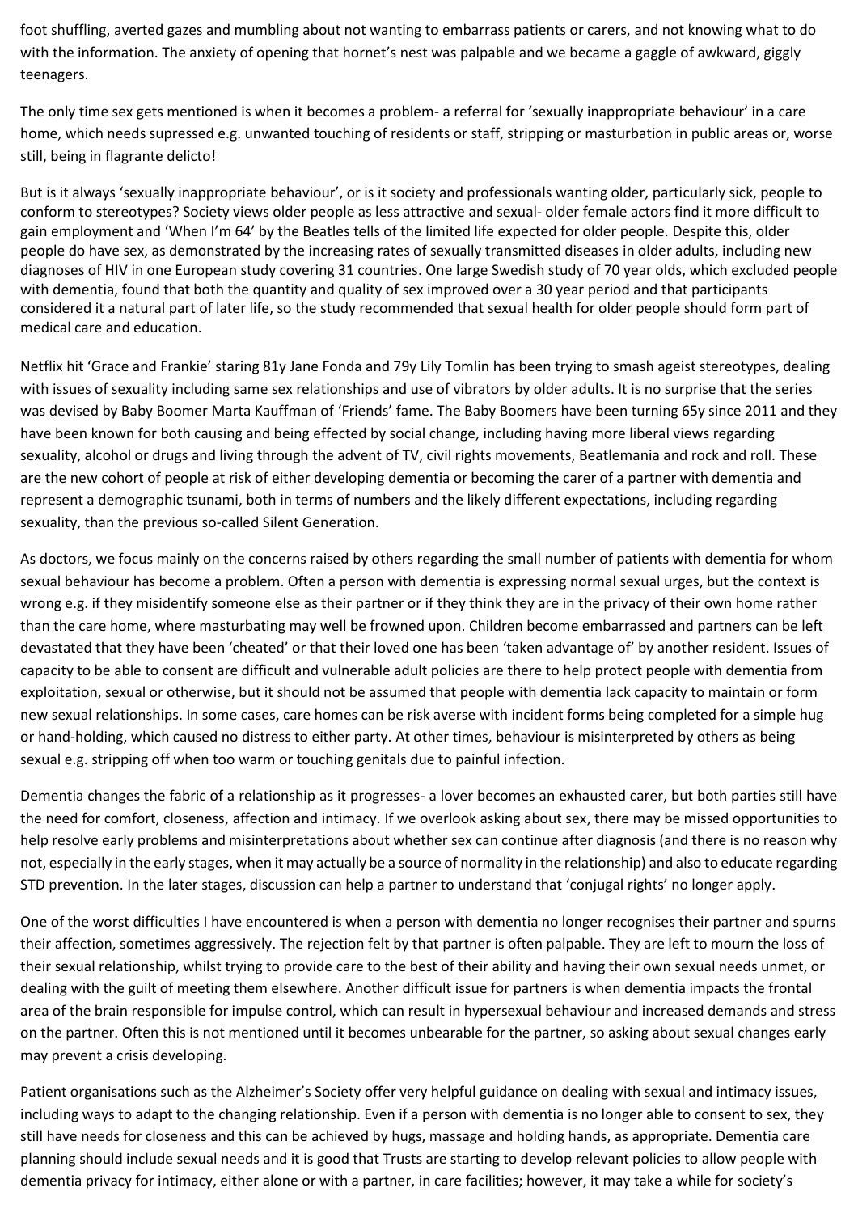foot shuffling, averted gazes and mumbling about not wanting to embarrass patients or carers, and not knowing what to do with the information. The anxiety of opening that hornet's nest was palpable and we became a gaggle of awkward, giggly teenagers.

The only time sex gets mentioned is when it becomes a problem- a referral for 'sexually inappropriate behaviour' in a care home, which needs supressed e.g. unwanted touching of residents or staff, stripping or masturbation in public areas or, worse still, being in flagrante delicto!

But is it always 'sexually inappropriate behaviour', or is it society and professionals wanting older, particularly sick, people to conform to stereotypes? Society views older people as less attractive and sexual- older female actors find it more difficult to gain employment and 'When I'm 64' by the Beatles tells of the limited life expected for older people. Despite this, older people do have sex, as demonstrated by the increasing rates of sexually transmitted diseases in older adults, including new diagnoses of HIV in one European study covering 31 countries. One large Swedish study of 70 year olds, which excluded people with dementia, found that both the quantity and quality of sex improved over a 30 year period and that participants considered it a natural part of later life, so the study recommended that sexual health for older people should form part of medical care and education.

Netflix hit 'Grace and Frankie' staring 81y Jane Fonda and 79y Lily Tomlin has been trying to smash ageist stereotypes, dealing with issues of sexuality including same sex relationships and use of vibrators by older adults. It is no surprise that the series was devised by Baby Boomer Marta Kauffman of 'Friends' fame. The Baby Boomers have been turning 65y since 2011 and they have been known for both causing and being effected by social change, including having more liberal views regarding sexuality, alcohol or drugs and living through the advent of TV, civil rights movements, Beatlemania and rock and roll. These are the new cohort of people at risk of either developing dementia or becoming the carer of a partner with dementia and represent a demographic tsunami, both in terms of numbers and the likely different expectations, including regarding sexuality, than the previous so-called Silent Generation.

As doctors, we focus mainly on the concerns raised by others regarding the small number of patients with dementia for whom sexual behaviour has become a problem. Often a person with dementia is expressing normal sexual urges, but the context is wrong e.g. if they misidentify someone else as their partner or if they think they are in the privacy of their own home rather than the care home, where masturbating may well be frowned upon. Children become embarrassed and partners can be left devastated that they have been 'cheated' or that their loved one has been 'taken advantage of' by another resident. Issues of capacity to be able to consent are difficult and vulnerable adult policies are there to help protect people with dementia from exploitation, sexual or otherwise, but it should not be assumed that people with dementia lack capacity to maintain or form new sexual relationships. In some cases, care homes can be risk averse with incident forms being completed for a simple hug or hand-holding, which caused no distress to either party. At other times, behaviour is misinterpreted by others as being sexual e.g. stripping off when too warm or touching genitals due to painful infection.

Dementia changes the fabric of a relationship as it progresses- a lover becomes an exhausted carer, but both parties still have the need for comfort, closeness, affection and intimacy. If we overlook asking about sex, there may be missed opportunities to help resolve early problems and misinterpretations about whether sex can continue after diagnosis (and there is no reason why not, especially in the early stages, when it may actually be a source of normality in the relationship) and also to educate regarding STD prevention. In the later stages, discussion can help a partner to understand that 'conjugal rights' no longer apply.

One of the worst difficulties I have encountered is when a person with dementia no longer recognises their partner and spurns their affection, sometimes aggressively. The rejection felt by that partner is often palpable. They are left to mourn the loss of their sexual relationship, whilst trying to provide care to the best of their ability and having their own sexual needs unmet, or dealing with the guilt of meeting them elsewhere. Another difficult issue for partners is when dementia impacts the frontal area of the brain responsible for impulse control, which can result in hypersexual behaviour and increased demands and stress on the partner. Often this is not mentioned until it becomes unbearable for the partner, so asking about sexual changes early may prevent a crisis developing.

Patient organisations such as the Alzheimer's Society offer very helpful guidance on dealing with sexual and intimacy issues, including ways to adapt to the changing relationship. Even if a person with dementia is no longer able to consent to sex, they still have needs for closeness and this can be achieved by hugs, massage and holding hands, as appropriate. Dementia care planning should include sexual needs and it is good that Trusts are starting to develop relevant policies to allow people with dementia privacy for intimacy, either alone or with a partner, in care facilities; however, it may take a while for society's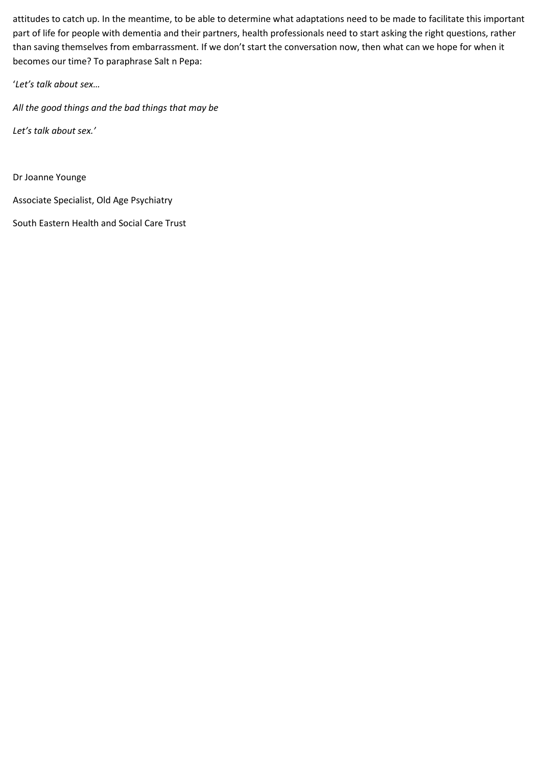attitudes to catch up. In the meantime, to be able to determine what adaptations need to be made to facilitate this important part of life for people with dementia and their partners, health professionals need to start asking the right questions, rather than saving themselves from embarrassment. If we don't start the conversation now, then what can we hope for when it becomes our time? To paraphrase Salt n Pepa:

'*Let's talk about sex…*

*All the good things and the bad things that may be*

*Let's talk about sex.*'

Dr Joanne Younge

Associate Specialist, Old Age Psychiatry

South Eastern Health and Social Care Trust